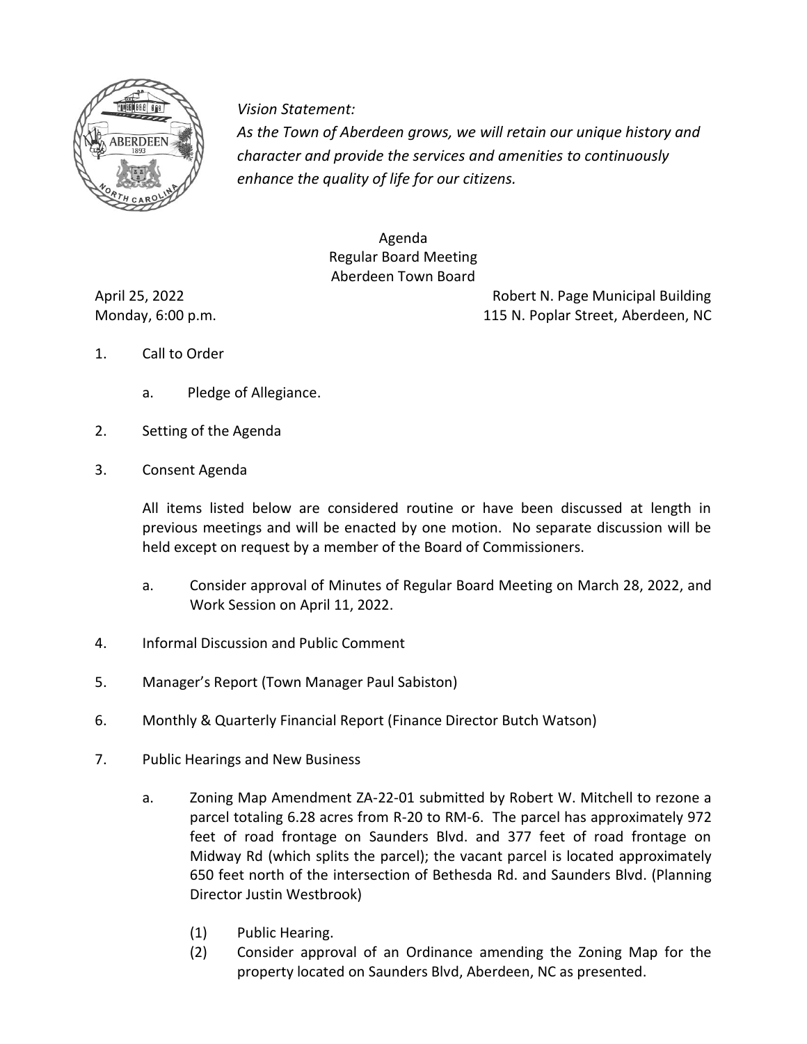*Vision Statement:*
*As the Town of Aberdeen grows, we will retain our unique history and character and provide the services and amenities to continuously enhance the quality of life for our citizens.*

Agenda
Regular Board Meeting
Aberdeen Town Board

April 25, 2022 — Robert N. Page Municipal Building
Monday, 6:00 p.m. — 115 N. Poplar Street, Aberdeen, NC

1. Call to Order

   a. Pledge of Allegiance.

2. Setting of the Agenda

3. Consent Agenda

   All items listed below are considered routine or have been discussed at length in previous meetings and will be enacted by one motion. No separate discussion will be held except on request by a member of the Board of Commissioners.

   a. Consider approval of Minutes of Regular Board Meeting on March 28, 2022, and Work Session on April 11, 2022.

4. Informal Discussion and Public Comment

5. Manager's Report (Town Manager Paul Sabiston)

6. Monthly & Quarterly Financial Report (Finance Director Butch Watson)

7. Public Hearings and New Business

   a. Zoning Map Amendment ZA-22-01 submitted by Robert W. Mitchell to rezone a parcel totaling 6.28 acres from R-20 to RM-6. The parcel has approximately 972 feet of road frontage on Saunders Blvd. and 377 feet of road frontage on Midway Rd (which splits the parcel); the vacant parcel is located approximately 650 feet north of the intersection of Bethesda Rd. and Saunders Blvd. (Planning Director Justin Westbrook)

      (1) Public Hearing.
      (2) Consider approval of an Ordinance amending the Zoning Map for the property located on Saunders Blvd, Aberdeen, NC as presented.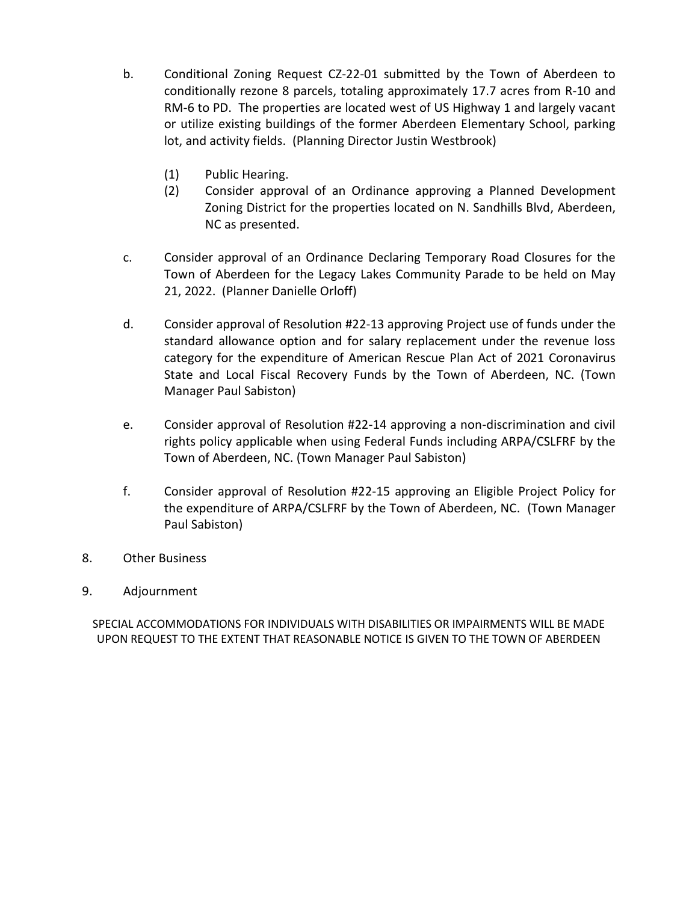b. Conditional Zoning Request CZ-22-01 submitted by the Town of Aberdeen to conditionally rezone 8 parcels, totaling approximately 17.7 acres from R-10 and RM-6 to PD. The properties are located west of US Highway 1 and largely vacant or utilize existing buildings of the former Aberdeen Elementary School, parking lot, and activity fields. (Planning Director Justin Westbrook)

   (1) Public Hearing.

   (2) Consider approval of an Ordinance approving a Planned Development Zoning District for the properties located on N. Sandhills Blvd, Aberdeen, NC as presented.

c. Consider approval of an Ordinance Declaring Temporary Road Closures for the Town of Aberdeen for the Legacy Lakes Community Parade to be held on May 21, 2022. (Planner Danielle Orloff)

d. Consider approval of Resolution #22-13 approving Project use of funds under the standard allowance option and for salary replacement under the revenue loss category for the expenditure of American Rescue Plan Act of 2021 Coronavirus State and Local Fiscal Recovery Funds by the Town of Aberdeen, NC. (Town Manager Paul Sabiston)

e. Consider approval of Resolution #22-14 approving a non-discrimination and civil rights policy applicable when using Federal Funds including ARPA/CSLFRF by the Town of Aberdeen, NC. (Town Manager Paul Sabiston)

f. Consider approval of Resolution #22-15 approving an Eligible Project Policy for the expenditure of ARPA/CSLFRF by the Town of Aberdeen, NC. (Town Manager Paul Sabiston)

8. Other Business

9. Adjournment

SPECIAL ACCOMMODATIONS FOR INDIVIDUALS WITH DISABILITIES OR IMPAIRMENTS WILL BE MADE UPON REQUEST TO THE EXTENT THAT REASONABLE NOTICE IS GIVEN TO THE TOWN OF ABERDEEN